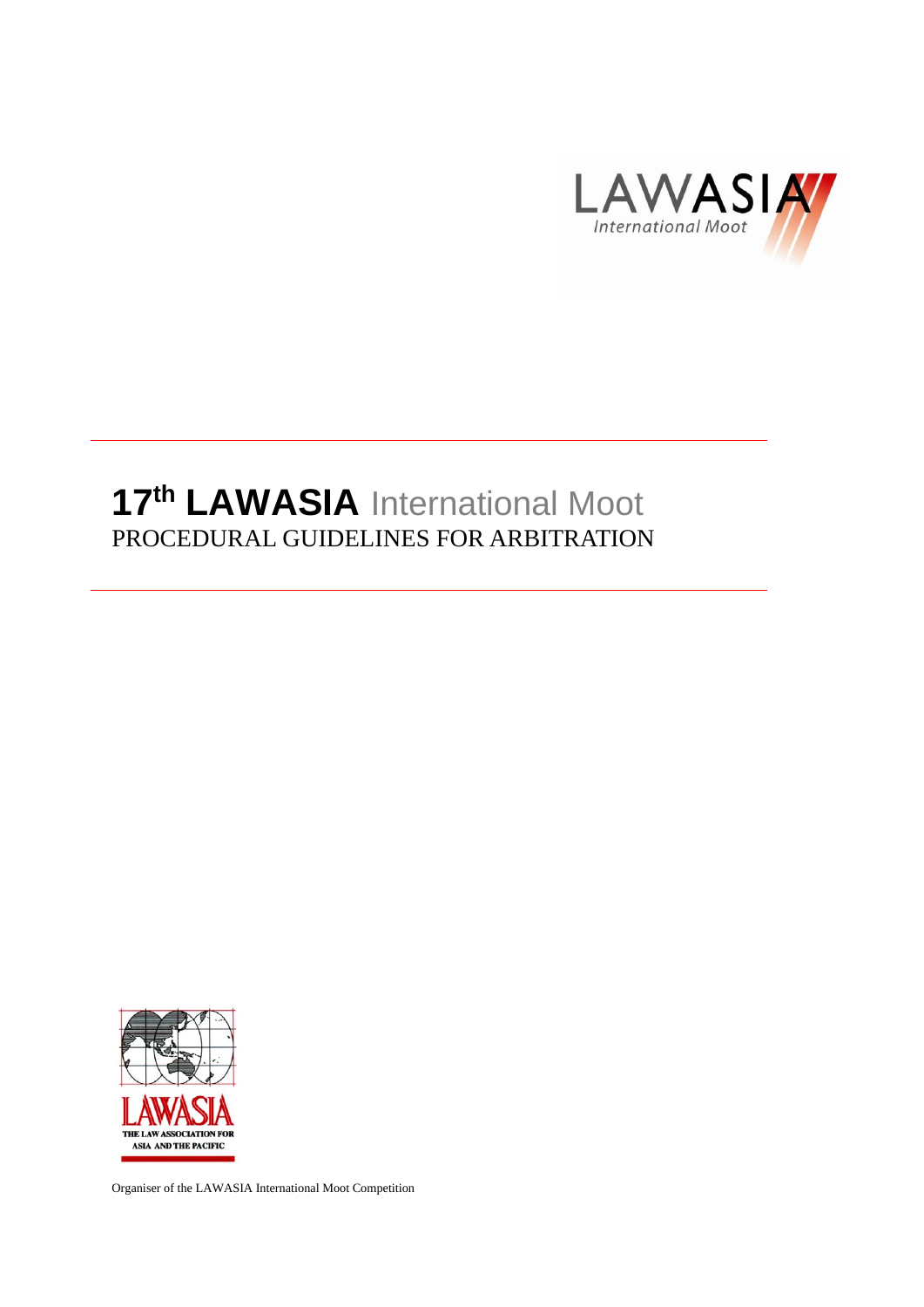LAWASIA
International Moot

# 17th LAWASIA International Moot

## PROCEDURAL GUIDELINES FOR ARBITRATION

LAWASIA
THE LAW ASSOCIATION FOR ASIA AND THE PACIFIC

Organiser of the LAWASIA International Moot Competition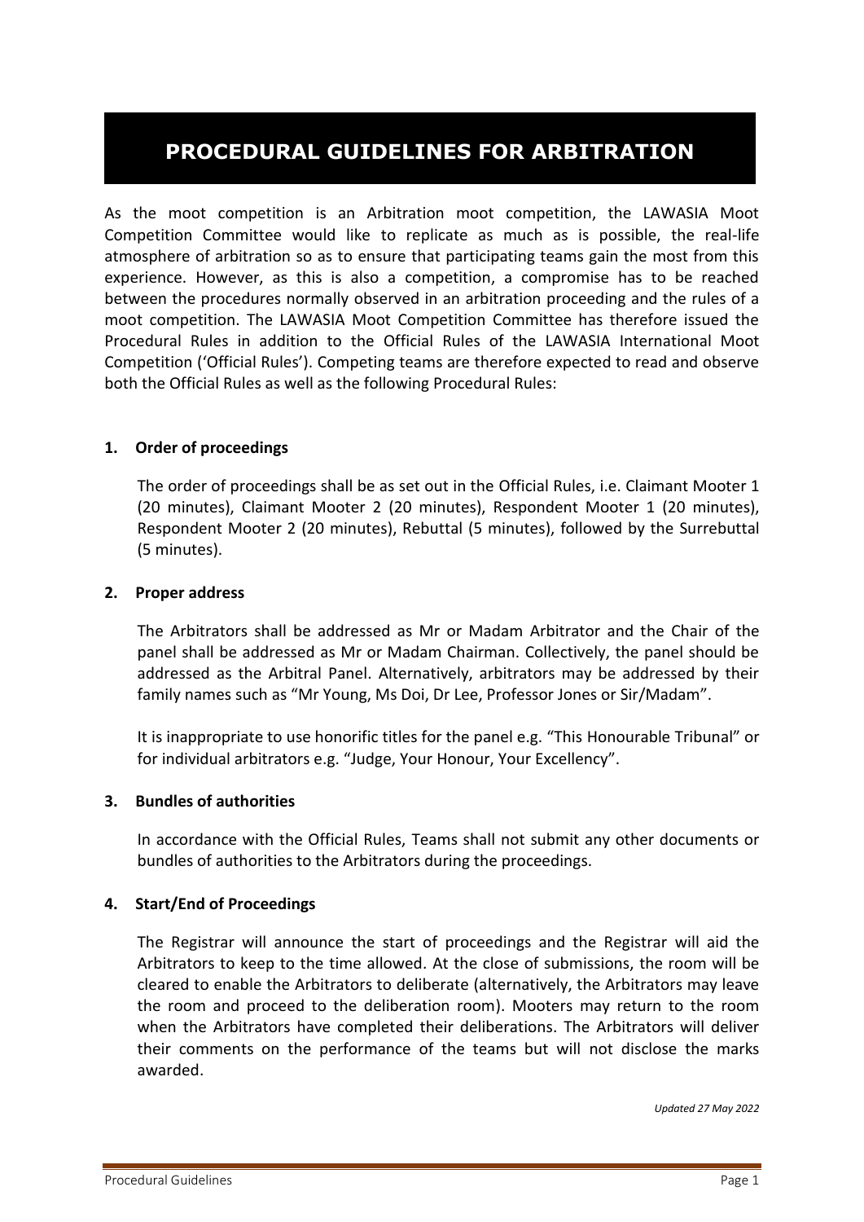# PROCEDURAL GUIDELINES FOR ARBITRATION

As the moot competition is an Arbitration moot competition, the LAWASIA Moot Competition Committee would like to replicate as much as is possible, the real-life atmosphere of arbitration so as to ensure that participating teams gain the most from this experience. However, as this is also a competition, a compromise has to be reached between the procedures normally observed in an arbitration proceeding and the rules of a moot competition. The LAWASIA Moot Competition Committee has therefore issued the Procedural Rules in addition to the Official Rules of the LAWASIA International Moot Competition ('Official Rules'). Competing teams are therefore expected to read and observe both the Official Rules as well as the following Procedural Rules:

## 1. Order of proceedings

The order of proceedings shall be as set out in the Official Rules, i.e. Claimant Mooter 1 (20 minutes), Claimant Mooter 2 (20 minutes), Respondent Mooter 1 (20 minutes), Respondent Mooter 2 (20 minutes), Rebuttal (5 minutes), followed by the Surrebuttal (5 minutes).

## 2. Proper address

The Arbitrators shall be addressed as Mr or Madam Arbitrator and the Chair of the panel shall be addressed as Mr or Madam Chairman. Collectively, the panel should be addressed as the Arbitral Panel. Alternatively, arbitrators may be addressed by their family names such as "Mr Young, Ms Doi, Dr Lee, Professor Jones or Sir/Madam".

It is inappropriate to use honorific titles for the panel e.g. "This Honourable Tribunal" or for individual arbitrators e.g. "Judge, Your Honour, Your Excellency".

## 3. Bundles of authorities

In accordance with the Official Rules, Teams shall not submit any other documents or bundles of authorities to the Arbitrators during the proceedings.

## 4. Start/End of Proceedings

The Registrar will announce the start of proceedings and the Registrar will aid the Arbitrators to keep to the time allowed. At the close of submissions, the room will be cleared to enable the Arbitrators to deliberate (alternatively, the Arbitrators may leave the room and proceed to the deliberation room). Mooters may return to the room when the Arbitrators have completed their deliberations. The Arbitrators will deliver their comments on the performance of the teams but will not disclose the marks awarded.

*Updated 27 May 2022*